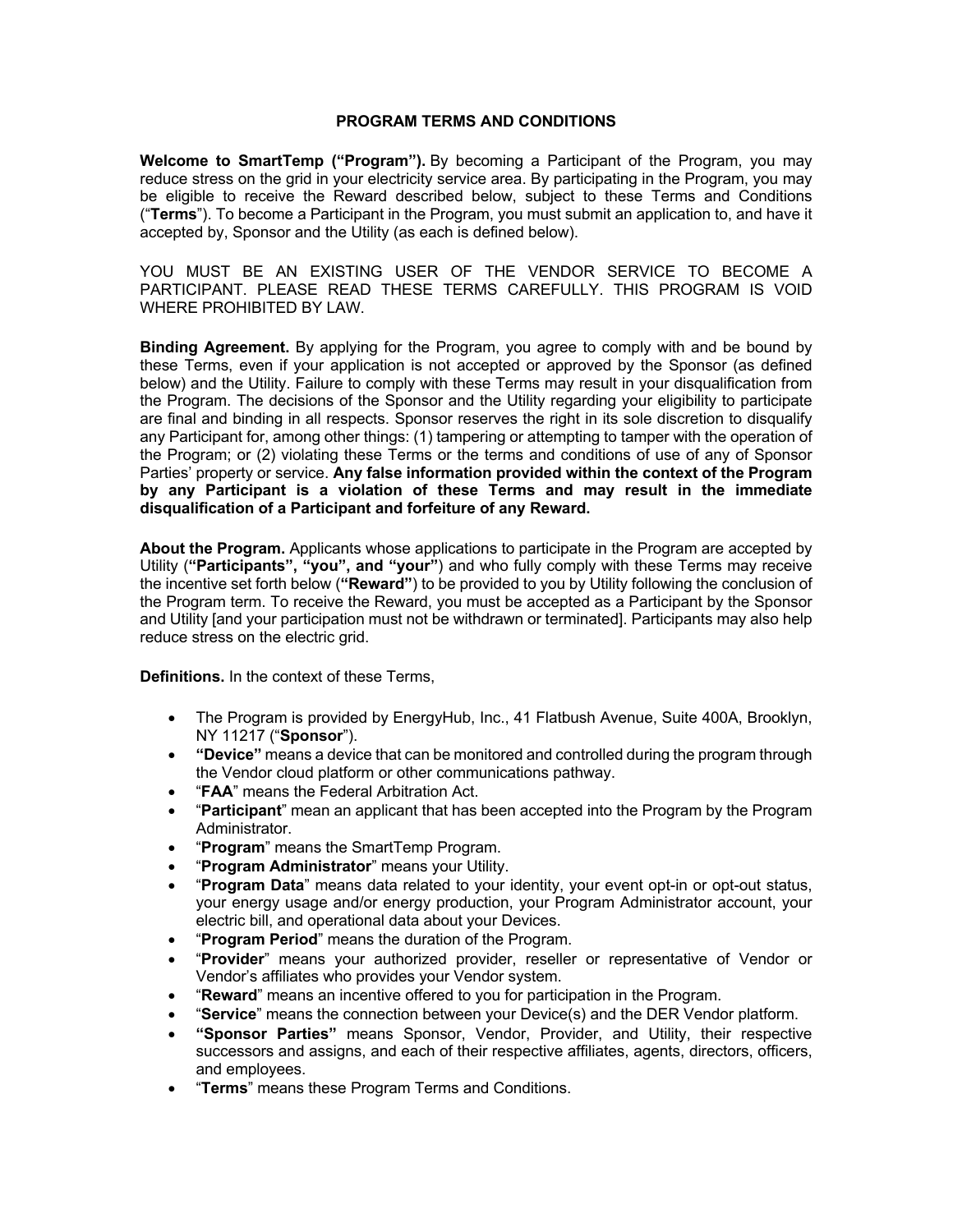# PROGRAM TERMS AND CONDITIONS

**Welcome to SmartTemp ("Program").** By becoming a Participant of the Program, you may reduce stress on the grid in your electricity service area. By participating in the Program, you may be eligible to receive the Reward described below, subject to these Terms and Conditions ("**Terms**"). To become a Participant in the Program, you must submit an application to, and have it accepted by, Sponsor and the Utility (as each is defined below).

YOU MUST BE AN EXISTING USER OF THE VENDOR SERVICE TO BECOME A PARTICIPANT. PLEASE READ THESE TERMS CAREFULLY. THIS PROGRAM IS VOID WHERE PROHIBITED BY LAW.

**Binding Agreement.** By applying for the Program, you agree to comply with and be bound by these Terms, even if your application is not accepted or approved by the Sponsor (as defined below) and the Utility. Failure to comply with these Terms may result in your disqualification from the Program. The decisions of the Sponsor and the Utility regarding your eligibility to participate are final and binding in all respects. Sponsor reserves the right in its sole discretion to disqualify any Participant for, among other things: (1) tampering or attempting to tamper with the operation of the Program; or (2) violating these Terms or the terms and conditions of use of any of Sponsor Parties' property or service. **Any false information provided within the context of the Program by any Participant is a violation of these Terms and may result in the immediate disqualification of a Participant and forfeiture of any Reward.**

**About the Program.** Applicants whose applications to participate in the Program are accepted by Utility (**"Participants", "you", and "your"**) and who fully comply with these Terms may receive the incentive set forth below (**"Reward"**) to be provided to you by Utility following the conclusion of the Program term. To receive the Reward, you must be accepted as a Participant by the Sponsor and Utility [and your participation must not be withdrawn or terminated]. Participants may also help reduce stress on the electric grid.

**Definitions.** In the context of these Terms,

- The Program is provided by EnergyHub, Inc., 41 Flatbush Avenue, Suite 400A, Brooklyn, NY 11217 ("**Sponsor**").
- **"Device"** means a device that can be monitored and controlled during the program through the Vendor cloud platform or other communications pathway.
- "**FAA**" means the Federal Arbitration Act.
- "**Participant**" mean an applicant that has been accepted into the Program by the Program Administrator.
- "**Program**" means the SmartTemp Program.
- "**Program Administrator**" means your Utility.
- "**Program Data**" means data related to your identity, your event opt-in or opt-out status, your energy usage and/or energy production, your Program Administrator account, your electric bill, and operational data about your Devices.
- "**Program Period**" means the duration of the Program.
- "**Provider**" means your authorized provider, reseller or representative of Vendor or Vendor's affiliates who provides your Vendor system.
- "**Reward**" means an incentive offered to you for participation in the Program.
- "**Service**" means the connection between your Device(s) and the DER Vendor platform.
- **"Sponsor Parties"** means Sponsor, Vendor, Provider, and Utility, their respective successors and assigns, and each of their respective affiliates, agents, directors, officers, and employees.
- "**Terms**" means these Program Terms and Conditions.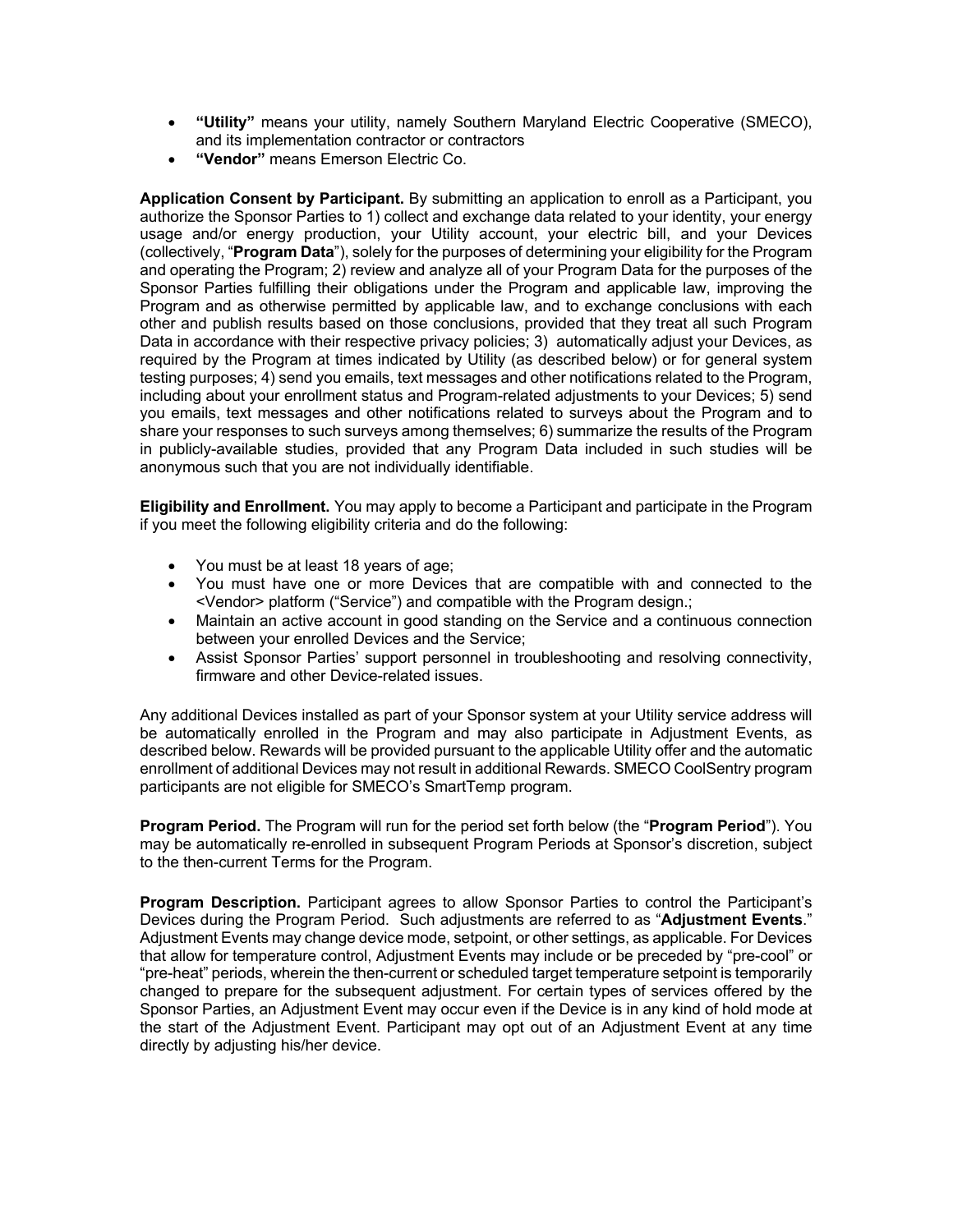- **"Utility"** means your utility, namely Southern Maryland Electric Cooperative (SMECO), and its implementation contractor or contractors
- **"Vendor"** means Emerson Electric Co.

**Application Consent by Participant.** By submitting an application to enroll as a Participant, you authorize the Sponsor Parties to 1) collect and exchange data related to your identity, your energy usage and/or energy production, your Utility account, your electric bill, and your Devices (collectively, "**Program Data**"), solely for the purposes of determining your eligibility for the Program and operating the Program; 2) review and analyze all of your Program Data for the purposes of the Sponsor Parties fulfilling their obligations under the Program and applicable law, improving the Program and as otherwise permitted by applicable law, and to exchange conclusions with each other and publish results based on those conclusions, provided that they treat all such Program Data in accordance with their respective privacy policies; 3) automatically adjust your Devices, as required by the Program at times indicated by Utility (as described below) or for general system testing purposes; 4) send you emails, text messages and other notifications related to the Program, including about your enrollment status and Program-related adjustments to your Devices; 5) send you emails, text messages and other notifications related to surveys about the Program and to share your responses to such surveys among themselves; 6) summarize the results of the Program in publicly-available studies, provided that any Program Data included in such studies will be anonymous such that you are not individually identifiable.

**Eligibility and Enrollment.** You may apply to become a Participant and participate in the Program if you meet the following eligibility criteria and do the following:

- You must be at least 18 years of age;
- You must have one or more Devices that are compatible with and connected to the <Vendor> platform ("Service") and compatible with the Program design.;
- Maintain an active account in good standing on the Service and a continuous connection between your enrolled Devices and the Service;
- Assist Sponsor Parties' support personnel in troubleshooting and resolving connectivity, firmware and other Device-related issues.

Any additional Devices installed as part of your Sponsor system at your Utility service address will be automatically enrolled in the Program and may also participate in Adjustment Events, as described below. Rewards will be provided pursuant to the applicable Utility offer and the automatic enrollment of additional Devices may not result in additional Rewards. SMECO CoolSentry program participants are not eligible for SMECO's SmartTemp program.

**Program Period.** The Program will run for the period set forth below (the "**Program Period**"). You may be automatically re-enrolled in subsequent Program Periods at Sponsor's discretion, subject to the then-current Terms for the Program.

**Program Description.** Participant agrees to allow Sponsor Parties to control the Participant's Devices during the Program Period. Such adjustments are referred to as "**Adjustment Events**." Adjustment Events may change device mode, setpoint, or other settings, as applicable. For Devices that allow for temperature control, Adjustment Events may include or be preceded by "pre-cool" or "pre-heat" periods, wherein the then-current or scheduled target temperature setpoint is temporarily changed to prepare for the subsequent adjustment. For certain types of services offered by the Sponsor Parties, an Adjustment Event may occur even if the Device is in any kind of hold mode at the start of the Adjustment Event. Participant may opt out of an Adjustment Event at any time directly by adjusting his/her device.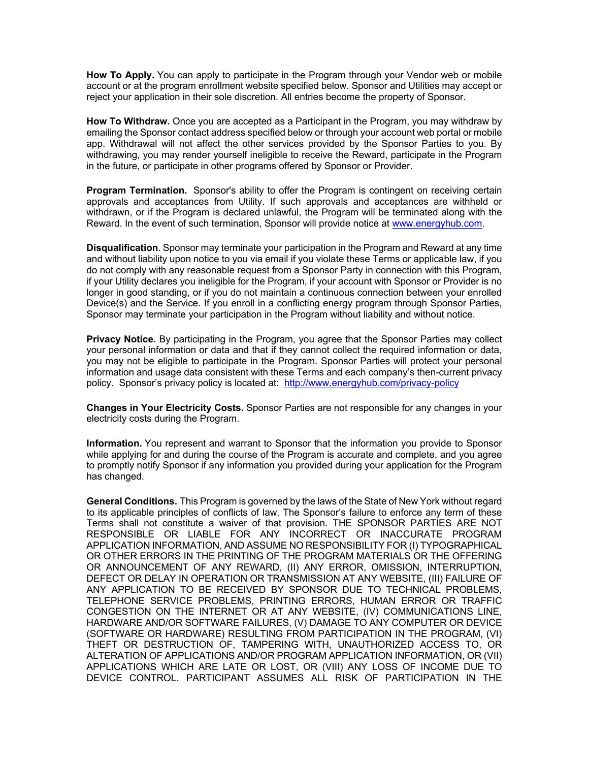**How To Apply.** You can apply to participate in the Program through your Vendor web or mobile account or at the program enrollment website specified below. Sponsor and Utilities may accept or reject your application in their sole discretion. All entries become the property of Sponsor.

**How To Withdraw.** Once you are accepted as a Participant in the Program, you may withdraw by emailing the Sponsor contact address specified below or through your account web portal or mobile app. Withdrawal will not affect the other services provided by the Sponsor Parties to you. By withdrawing, you may render yourself ineligible to receive the Reward, participate in the Program in the future, or participate in other programs offered by Sponsor or Provider.

**Program Termination.** Sponsor's ability to offer the Program is contingent on receiving certain approvals and acceptances from Utility. If such approvals and acceptances are withheld or withdrawn, or if the Program is declared unlawful, the Program will be terminated along with the Reward. In the event of such termination, Sponsor will provide notice at [www.energyhub.com](http://www.energyhub.com).

**Disqualification**. Sponsor may terminate your participation in the Program and Reward at any time and without liability upon notice to you via email if you violate these Terms or applicable law, if you do not comply with any reasonable request from a Sponsor Party in connection with this Program, if your Utility declares you ineligible for the Program, if your account with Sponsor or Provider is no longer in good standing, or if you do not maintain a continuous connection between your enrolled Device(s) and the Service. If you enroll in a conflicting energy program through Sponsor Parties, Sponsor may terminate your participation in the Program without liability and without notice.

**Privacy Notice.** By participating in the Program, you agree that the Sponsor Parties may collect your personal information or data and that if they cannot collect the required information or data, you may not be eligible to participate in the Program. Sponsor Parties will protect your personal information and usage data consistent with these Terms and each company's then-current privacy policy. Sponsor's privacy policy is located at: [http://www.energyhub.com/privacy-policy](http://www.energyhub.com/privacy-policy)

**Changes in Your Electricity Costs.** Sponsor Parties are not responsible for any changes in your electricity costs during the Program.

**Information.** You represent and warrant to Sponsor that the information you provide to Sponsor while applying for and during the course of the Program is accurate and complete, and you agree to promptly notify Sponsor if any information you provided during your application for the Program has changed.

**General Conditions.** This Program is governed by the laws of the State of New York without regard to its applicable principles of conflicts of law. The Sponsor's failure to enforce any term of these Terms shall not constitute a waiver of that provision. THE SPONSOR PARTIES ARE NOT RESPONSIBLE OR LIABLE FOR ANY INCORRECT OR INACCURATE PROGRAM APPLICATION INFORMATION, AND ASSUME NO RESPONSIBILITY FOR (I) TYPOGRAPHICAL OR OTHER ERRORS IN THE PRINTING OF THE PROGRAM MATERIALS OR THE OFFERING OR ANNOUNCEMENT OF ANY REWARD, (II) ANY ERROR, OMISSION, INTERRUPTION, DEFECT OR DELAY IN OPERATION OR TRANSMISSION AT ANY WEBSITE, (III) FAILURE OF ANY APPLICATION TO BE RECEIVED BY SPONSOR DUE TO TECHNICAL PROBLEMS, TELEPHONE SERVICE PROBLEMS, PRINTING ERRORS, HUMAN ERROR OR TRAFFIC CONGESTION ON THE INTERNET OR AT ANY WEBSITE, (IV) COMMUNICATIONS LINE, HARDWARE AND/OR SOFTWARE FAILURES, (V) DAMAGE TO ANY COMPUTER OR DEVICE (SOFTWARE OR HARDWARE) RESULTING FROM PARTICIPATION IN THE PROGRAM, (VI) THEFT OR DESTRUCTION OF, TAMPERING WITH, UNAUTHORIZED ACCESS TO, OR ALTERATION OF APPLICATIONS AND/OR PROGRAM APPLICATION INFORMATION, OR (VII) APPLICATIONS WHICH ARE LATE OR LOST, OR (VIII) ANY LOSS OF INCOME DUE TO DEVICE CONTROL. PARTICIPANT ASSUMES ALL RISK OF PARTICIPATION IN THE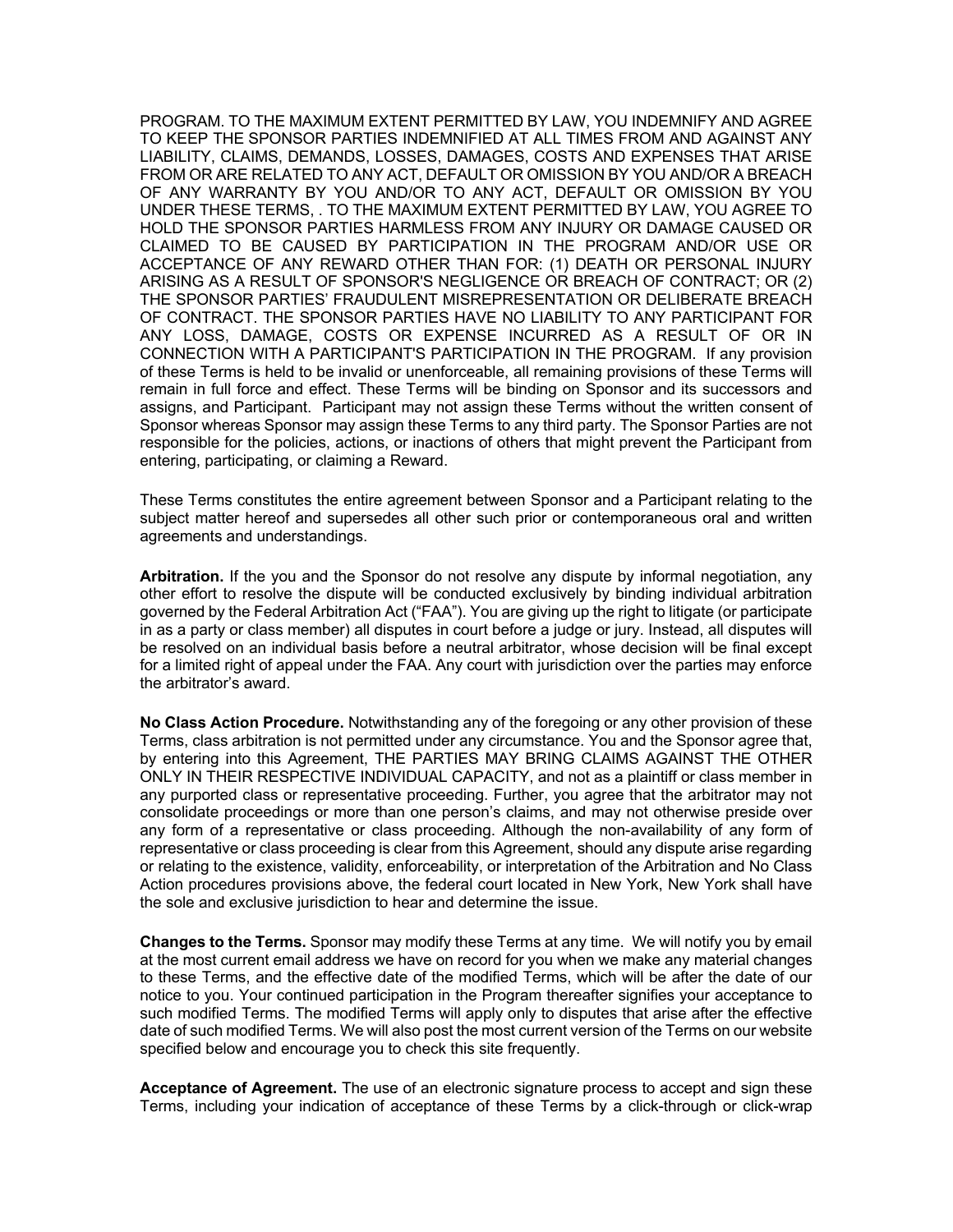PROGRAM. TO THE MAXIMUM EXTENT PERMITTED BY LAW, YOU INDEMNIFY AND AGREE TO KEEP THE SPONSOR PARTIES INDEMNIFIED AT ALL TIMES FROM AND AGAINST ANY LIABILITY, CLAIMS, DEMANDS, LOSSES, DAMAGES, COSTS AND EXPENSES THAT ARISE FROM OR ARE RELATED TO ANY ACT, DEFAULT OR OMISSION BY YOU AND/OR A BREACH OF ANY WARRANTY BY YOU AND/OR TO ANY ACT, DEFAULT OR OMISSION BY YOU UNDER THESE TERMS, . TO THE MAXIMUM EXTENT PERMITTED BY LAW, YOU AGREE TO HOLD THE SPONSOR PARTIES HARMLESS FROM ANY INJURY OR DAMAGE CAUSED OR CLAIMED TO BE CAUSED BY PARTICIPATION IN THE PROGRAM AND/OR USE OR ACCEPTANCE OF ANY REWARD OTHER THAN FOR: (1) DEATH OR PERSONAL INJURY ARISING AS A RESULT OF SPONSOR'S NEGLIGENCE OR BREACH OF CONTRACT; OR (2) THE SPONSOR PARTIES' FRAUDULENT MISREPRESENTATION OR DELIBERATE BREACH OF CONTRACT. THE SPONSOR PARTIES HAVE NO LIABILITY TO ANY PARTICIPANT FOR ANY LOSS, DAMAGE, COSTS OR EXPENSE INCURRED AS A RESULT OF OR IN CONNECTION WITH A PARTICIPANT'S PARTICIPATION IN THE PROGRAM. If any provision of these Terms is held to be invalid or unenforceable, all remaining provisions of these Terms will remain in full force and effect. These Terms will be binding on Sponsor and its successors and assigns, and Participant. Participant may not assign these Terms without the written consent of Sponsor whereas Sponsor may assign these Terms to any third party. The Sponsor Parties are not responsible for the policies, actions, or inactions of others that might prevent the Participant from entering, participating, or claiming a Reward.

These Terms constitutes the entire agreement between Sponsor and a Participant relating to the subject matter hereof and supersedes all other such prior or contemporaneous oral and written agreements and understandings.

**Arbitration.** If the you and the Sponsor do not resolve any dispute by informal negotiation, any other effort to resolve the dispute will be conducted exclusively by binding individual arbitration governed by the Federal Arbitration Act ("FAA"). You are giving up the right to litigate (or participate in as a party or class member) all disputes in court before a judge or jury. Instead, all disputes will be resolved on an individual basis before a neutral arbitrator, whose decision will be final except for a limited right of appeal under the FAA. Any court with jurisdiction over the parties may enforce the arbitrator's award.

**No Class Action Procedure.** Notwithstanding any of the foregoing or any other provision of these Terms, class arbitration is not permitted under any circumstance. You and the Sponsor agree that, by entering into this Agreement, THE PARTIES MAY BRING CLAIMS AGAINST THE OTHER ONLY IN THEIR RESPECTIVE INDIVIDUAL CAPACITY, and not as a plaintiff or class member in any purported class or representative proceeding. Further, you agree that the arbitrator may not consolidate proceedings or more than one person's claims, and may not otherwise preside over any form of a representative or class proceeding. Although the non-availability of any form of representative or class proceeding is clear from this Agreement, should any dispute arise regarding or relating to the existence, validity, enforceability, or interpretation of the Arbitration and No Class Action procedures provisions above, the federal court located in New York, New York shall have the sole and exclusive jurisdiction to hear and determine the issue.

**Changes to the Terms.** Sponsor may modify these Terms at any time. We will notify you by email at the most current email address we have on record for you when we make any material changes to these Terms, and the effective date of the modified Terms, which will be after the date of our notice to you. Your continued participation in the Program thereafter signifies your acceptance to such modified Terms. The modified Terms will apply only to disputes that arise after the effective date of such modified Terms. We will also post the most current version of the Terms on our website specified below and encourage you to check this site frequently.

**Acceptance of Agreement.** The use of an electronic signature process to accept and sign these Terms, including your indication of acceptance of these Terms by a click-through or click-wrap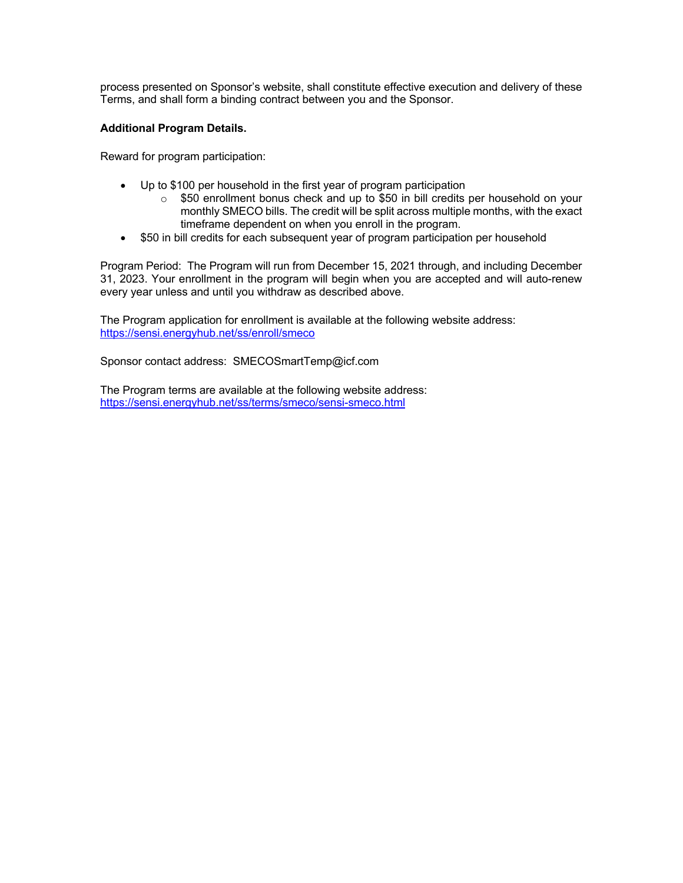process presented on Sponsor's website, shall constitute effective execution and delivery of these Terms, and shall form a binding contract between you and the Sponsor.

**Additional Program Details.**

Reward for program participation:

- Up to $100 per household in the first year of program participation
  - $50 enrollment bonus check and up to $50 in bill credits per household on your monthly SMECO bills. The credit will be split across multiple months, with the exact timeframe dependent on when you enroll in the program.
- $50 in bill credits for each subsequent year of program participation per household

Program Period: The Program will run from December 15, 2021 through, and including December 31, 2023. Your enrollment in the program will begin when you are accepted and will auto-renew every year unless and until you withdraw as described above.

The Program application for enrollment is available at the following website address:
[https://sensi.energyhub.net/ss/enroll/smeco](https://sensi.energyhub.net/ss/enroll/smeco)

Sponsor contact address: SMECOSmartTemp@icf.com

The Program terms are available at the following website address:
[https://sensi.energyhub.net/ss/terms/smeco/sensi-smeco.html](https://sensi.energyhub.net/ss/terms/smeco/sensi-smeco.html)